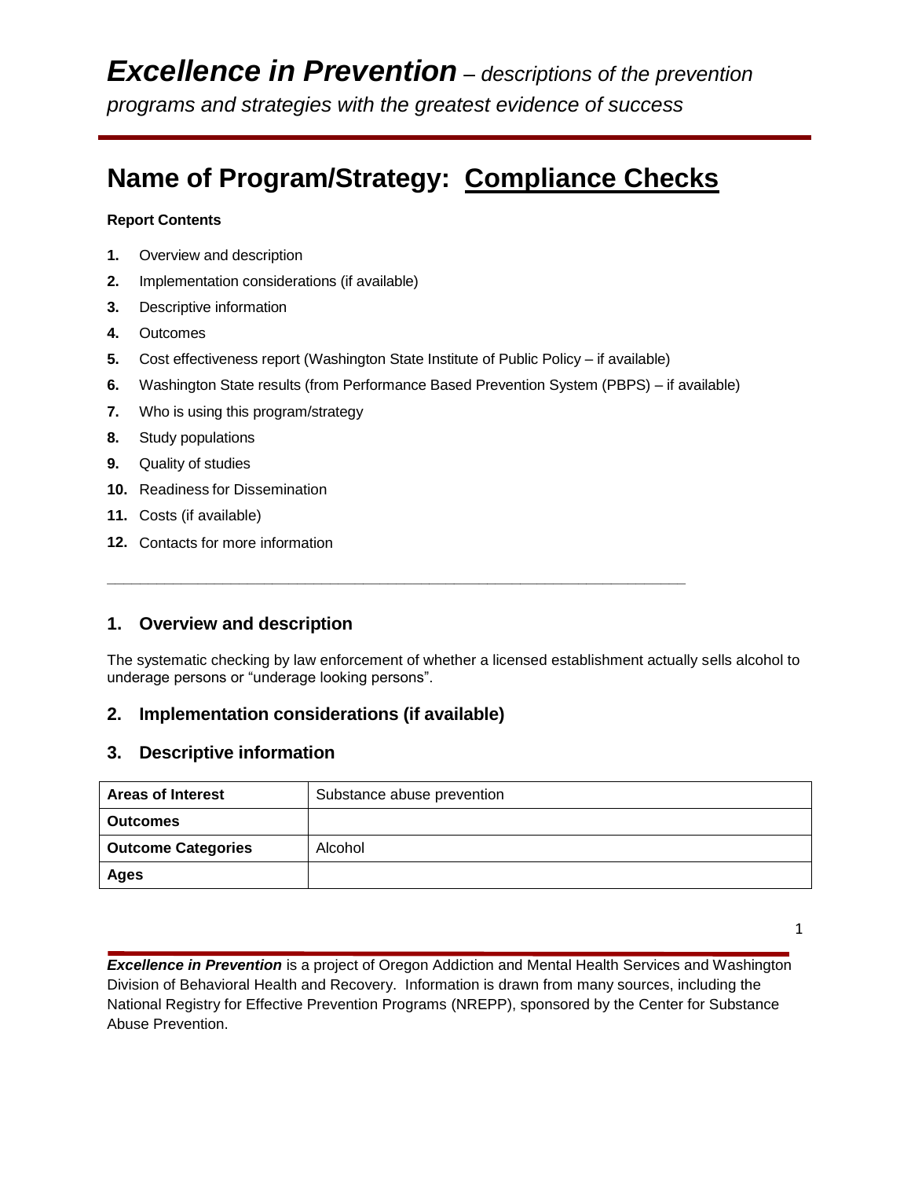# *Excellence in Prevention* – *descriptions of the prevention programs and strategies with the greatest evidence of success*

## Name of Program/Strategy: Compliance Checks

**Report Contents**

1. Overview and description
2. Implementation considerations (if available)
3. Descriptive information
4. Outcomes
5. Cost effectiveness report (Washington State Institute of Public Policy – if available)
6. Washington State results (from Performance Based Prevention System (PBPS) – if available)
7. Who is using this program/strategy
8. Study populations
9. Quality of studies
10. Readiness for Dissemination
11. Costs (if available)
12. Contacts for more information

---

### 1. Overview and description

The systematic checking by law enforcement of whether a licensed establishment actually sells alcohol to underage persons or "underage looking persons".

### 2. Implementation considerations (if available)

### 3. Descriptive information

| **Areas of Interest** | Substance abuse prevention |
|---|---|
| **Outcomes** | |
| **Outcome Categories** | Alcohol |
| **Ages** | |

***Excellence in Prevention*** is a project of Oregon Addiction and Mental Health Services and Washington Division of Behavioral Health and Recovery. Information is drawn from many sources, including the National Registry for Effective Prevention Programs (NREPP), sponsored by the Center for Substance Abuse Prevention.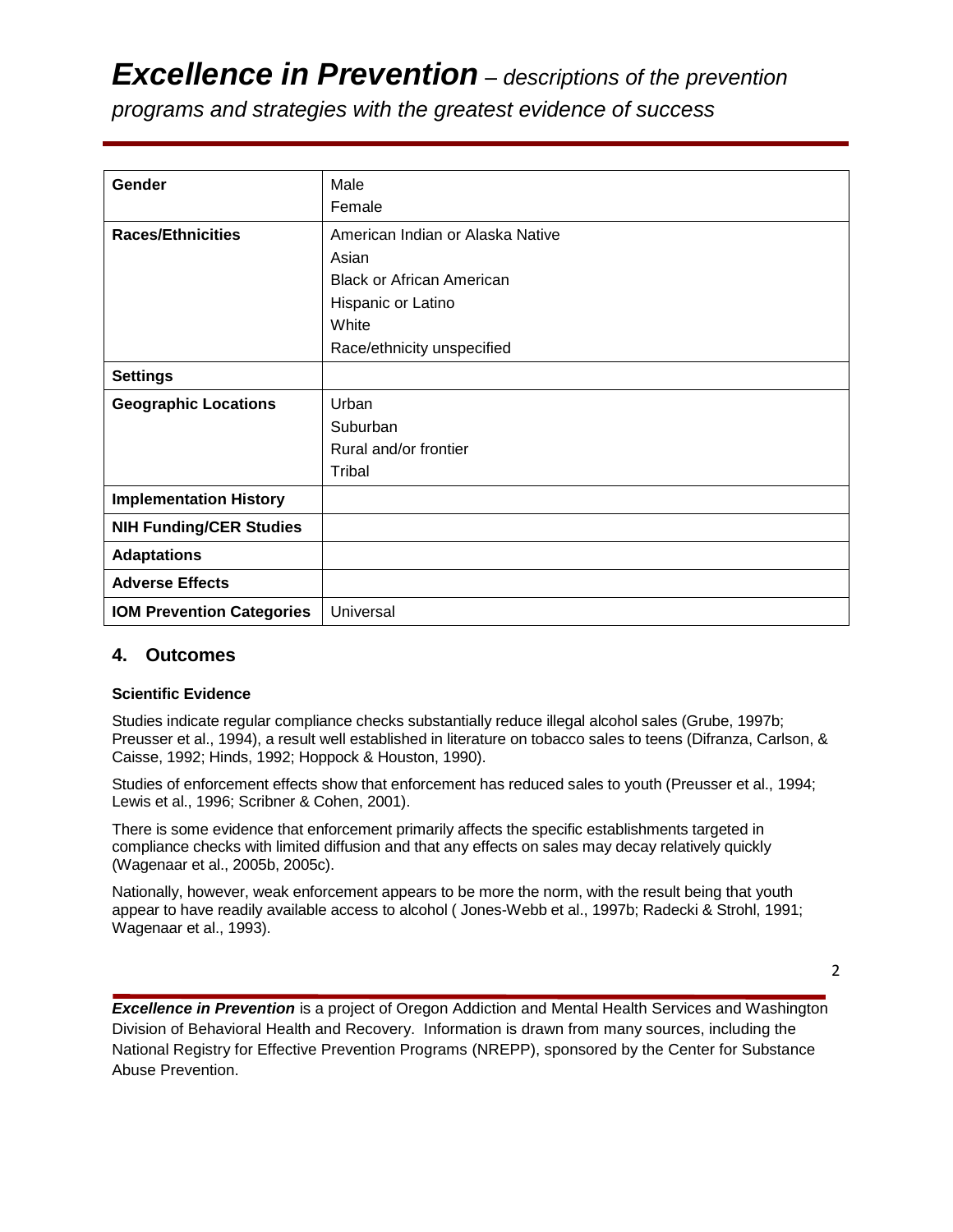| Gender | Male<br>Female |
|---|---|
| **Races/Ethnicities** | American Indian or Alaska Native<br>Asian<br>Black or African American<br>Hispanic or Latino<br>White<br>Race/ethnicity unspecified |
| **Settings** | |
| **Geographic Locations** | Urban<br>Suburban<br>Rural and/or frontier<br>Tribal |
| **Implementation History** | |
| **NIH Funding/CER Studies** | |
| **Adaptations** | |
| **Adverse Effects** | |
| **IOM Prevention Categories** | Universal |

## 4. Outcomes

**Scientific Evidence**

Studies indicate regular compliance checks substantially reduce illegal alcohol sales (Grube, 1997b; Preusser et al., 1994), a result well established in literature on tobacco sales to teens (Difranza, Carlson, & Caisse, 1992; Hinds, 1992; Hoppock & Houston, 1990).

Studies of enforcement effects show that enforcement has reduced sales to youth (Preusser et al., 1994; Lewis et al., 1996; Scribner & Cohen, 2001).

There is some evidence that enforcement primarily affects the specific establishments targeted in compliance checks with limited diffusion and that any effects on sales may decay relatively quickly (Wagenaar et al., 2005b, 2005c).

Nationally, however, weak enforcement appears to be more the norm, with the result being that youth appear to have readily available access to alcohol ( Jones-Webb et al., 1997b; Radecki & Strohl, 1991; Wagenaar et al., 1993).

***Excellence in Prevention*** is a project of Oregon Addiction and Mental Health Services and Washington Division of Behavioral Health and Recovery. Information is drawn from many sources, including the National Registry for Effective Prevention Programs (NREPP), sponsored by the Center for Substance Abuse Prevention.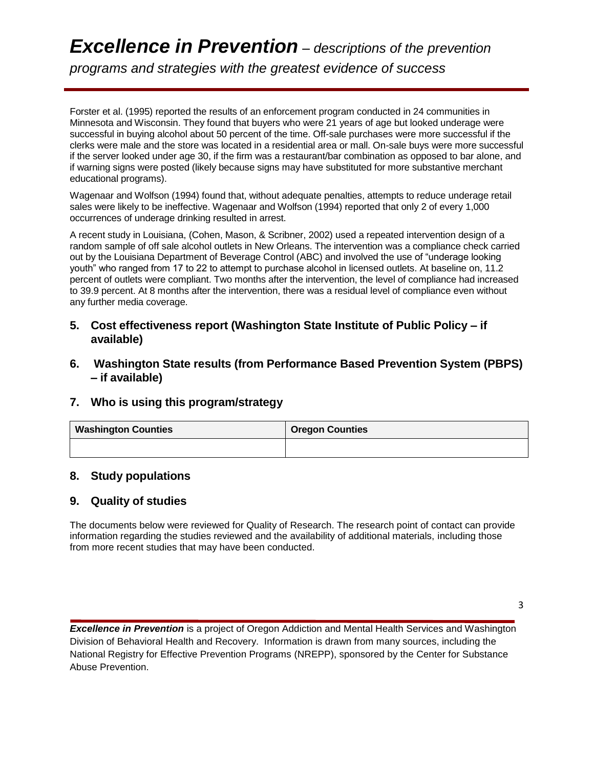Forster et al. (1995) reported the results of an enforcement program conducted in 24 communities in Minnesota and Wisconsin. They found that buyers who were 21 years of age but looked underage were successful in buying alcohol about 50 percent of the time. Off-sale purchases were more successful if the clerks were male and the store was located in a residential area or mall. On-sale buys were more successful if the server looked under age 30, if the firm was a restaurant/bar combination as opposed to bar alone, and if warning signs were posted (likely because signs may have substituted for more substantive merchant educational programs).

Wagenaar and Wolfson (1994) found that, without adequate penalties, attempts to reduce underage retail sales were likely to be ineffective. Wagenaar and Wolfson (1994) reported that only 2 of every 1,000 occurrences of underage drinking resulted in arrest.

A recent study in Louisiana, (Cohen, Mason, & Scribner, 2002) used a repeated intervention design of a random sample of off sale alcohol outlets in New Orleans. The intervention was a compliance check carried out by the Louisiana Department of Beverage Control (ABC) and involved the use of "underage looking youth" who ranged from 17 to 22 to attempt to purchase alcohol in licensed outlets. At baseline on, 11.2 percent of outlets were compliant. Two months after the intervention, the level of compliance had increased to 39.9 percent. At 8 months after the intervention, there was a residual level of compliance even without any further media coverage.

## 5. Cost effectiveness report (Washington State Institute of Public Policy – if available)

## 6. Washington State results (from Performance Based Prevention System (PBPS) – if available)

## 7. Who is using this program/strategy

| Washington Counties | Oregon Counties |
|---|---|
| | |

## 8. Study populations

## 9. Quality of studies

The documents below were reviewed for Quality of Research. The research point of contact can provide information regarding the studies reviewed and the availability of additional materials, including those from more recent studies that may have been conducted.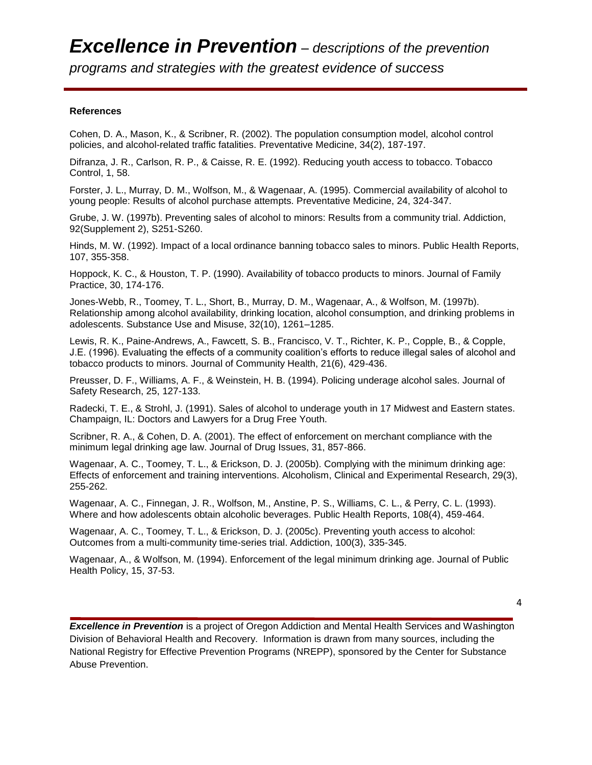### References

Cohen, D. A., Mason, K., & Scribner, R. (2002). The population consumption model, alcohol control policies, and alcohol-related traffic fatalities. Preventative Medicine, 34(2), 187-197.

Difranza, J. R., Carlson, R. P., & Caisse, R. E. (1992). Reducing youth access to tobacco. Tobacco Control, 1, 58.

Forster, J. L., Murray, D. M., Wolfson, M., & Wagenaar, A. (1995). Commercial availability of alcohol to young people: Results of alcohol purchase attempts. Preventative Medicine, 24, 324-347.

Grube, J. W. (1997b). Preventing sales of alcohol to minors: Results from a community trial. Addiction, 92(Supplement 2), S251-S260.

Hinds, M. W. (1992). Impact of a local ordinance banning tobacco sales to minors. Public Health Reports, 107, 355-358.

Hoppock, K. C., & Houston, T. P. (1990). Availability of tobacco products to minors. Journal of Family Practice, 30, 174-176.

Jones-Webb, R., Toomey, T. L., Short, B., Murray, D. M., Wagenaar, A., & Wolfson, M. (1997b). Relationship among alcohol availability, drinking location, alcohol consumption, and drinking problems in adolescents. Substance Use and Misuse, 32(10), 1261–1285.

Lewis, R. K., Paine-Andrews, A., Fawcett, S. B., Francisco, V. T., Richter, K. P., Copple, B., & Copple, J.E. (1996). Evaluating the effects of a community coalition's efforts to reduce illegal sales of alcohol and tobacco products to minors. Journal of Community Health, 21(6), 429-436.

Preusser, D. F., Williams, A. F., & Weinstein, H. B. (1994). Policing underage alcohol sales. Journal of Safety Research, 25, 127-133.

Radecki, T. E., & Strohl, J. (1991). Sales of alcohol to underage youth in 17 Midwest and Eastern states. Champaign, IL: Doctors and Lawyers for a Drug Free Youth.

Scribner, R. A., & Cohen, D. A. (2001). The effect of enforcement on merchant compliance with the minimum legal drinking age law. Journal of Drug Issues, 31, 857-866.

Wagenaar, A. C., Toomey, T. L., & Erickson, D. J. (2005b). Complying with the minimum drinking age: Effects of enforcement and training interventions. Alcoholism, Clinical and Experimental Research, 29(3), 255-262.

Wagenaar, A. C., Finnegan, J. R., Wolfson, M., Anstine, P. S., Williams, C. L., & Perry, C. L. (1993). Where and how adolescents obtain alcoholic beverages. Public Health Reports, 108(4), 459-464.

Wagenaar, A. C., Toomey, T. L., & Erickson, D. J. (2005c). Preventing youth access to alcohol: Outcomes from a multi-community time-series trial. Addiction, 100(3), 335-345.

Wagenaar, A., & Wolfson, M. (1994). Enforcement of the legal minimum drinking age. Journal of Public Health Policy, 15, 37-53.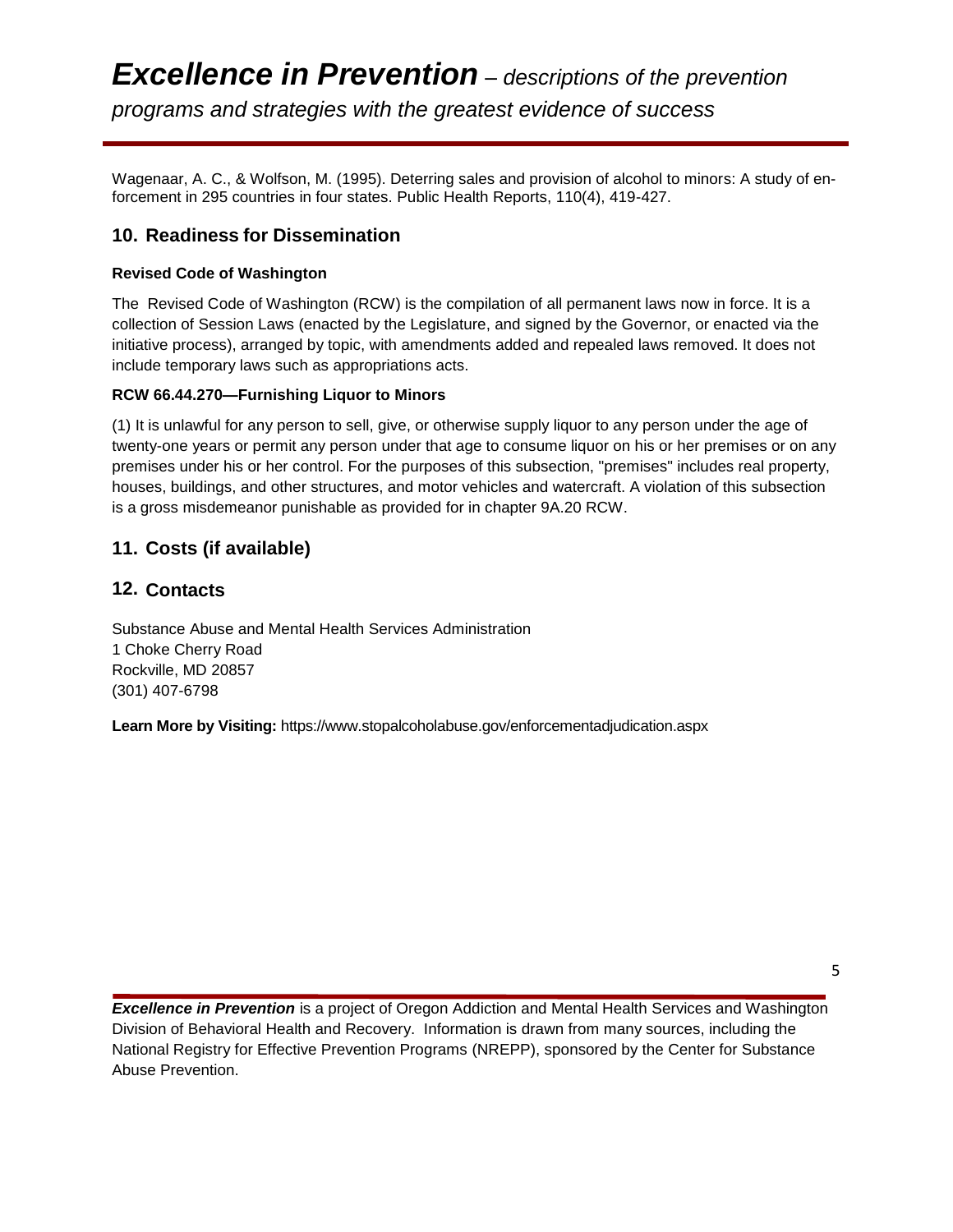Wagenaar, A. C., & Wolfson, M. (1995). Deterring sales and provision of alcohol to minors: A study of enforcement in 295 countries in four states. Public Health Reports, 110(4), 419-427.

## 10. Readiness for Dissemination

**Revised Code of Washington**

The Revised Code of Washington (RCW) is the compilation of all permanent laws now in force. It is a collection of Session Laws (enacted by the Legislature, and signed by the Governor, or enacted via the initiative process), arranged by topic, with amendments added and repealed laws removed. It does not include temporary laws such as appropriations acts.

**RCW 66.44.270—Furnishing Liquor to Minors**

(1) It is unlawful for any person to sell, give, or otherwise supply liquor to any person under the age of twenty-one years or permit any person under that age to consume liquor on his or her premises or on any premises under his or her control. For the purposes of this subsection, "premises" includes real property, houses, buildings, and other structures, and motor vehicles and watercraft. A violation of this subsection is a gross misdemeanor punishable as provided for in chapter 9A.20 RCW.

## 11. Costs (if available)

## 12. Contacts

Substance Abuse and Mental Health Services Administration
1 Choke Cherry Road
Rockville, MD 20857
(301) 407-6798

**Learn More by Visiting:** https://www.stopalcoholabuse.gov/enforcementadjudication.aspx

***Excellence in Prevention*** is a project of Oregon Addiction and Mental Health Services and Washington Division of Behavioral Health and Recovery. Information is drawn from many sources, including the National Registry for Effective Prevention Programs (NREPP), sponsored by the Center for Substance Abuse Prevention.